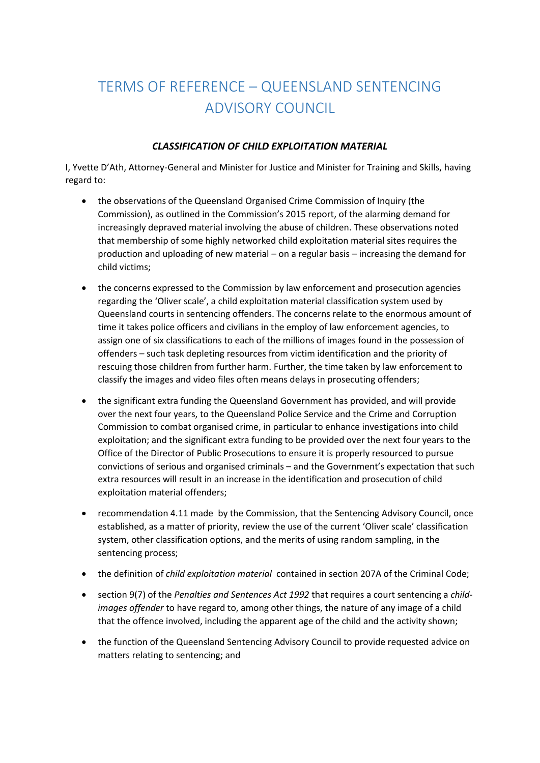# TERMS OF REFERENCE – QUEENSLAND SENTENCING ADVISORY COUNCIL

### *CLASSIFICATION OF CHILD EXPLOITATION MATERIAL*

I, Yvette D'Ath, Attorney-General and Minister for Justice and Minister for Training and Skills, having regard to:

- the observations of the Queensland Organised Crime Commission of Inquiry (the Commission), as outlined in the Commission's 2015 report, of the alarming demand for increasingly depraved material involving the abuse of children. These observations noted that membership of some highly networked child exploitation material sites requires the production and uploading of new material – on a regular basis – increasing the demand for child victims;

- the concerns expressed to the Commission by law enforcement and prosecution agencies regarding the 'Oliver scale', a child exploitation material classification system used by Queensland courts in sentencing offenders. The concerns relate to the enormous amount of time it takes police officers and civilians in the employ of law enforcement agencies, to assign one of six classifications to each of the millions of images found in the possession of offenders – such task depleting resources from victim identification and the priority of rescuing those children from further harm. Further, the time taken by law enforcement to classify the images and video files often means delays in prosecuting offenders;

- the significant extra funding the Queensland Government has provided, and will provide over the next four years, to the Queensland Police Service and the Crime and Corruption Commission to combat organised crime, in particular to enhance investigations into child exploitation; and the significant extra funding to be provided over the next four years to the Office of the Director of Public Prosecutions to ensure it is properly resourced to pursue convictions of serious and organised criminals – and the Government's expectation that such extra resources will result in an increase in the identification and prosecution of child exploitation material offenders;

- recommendation 4.11 made by the Commission, that the Sentencing Advisory Council, once established, as a matter of priority, review the use of the current 'Oliver scale' classification system, other classification options, and the merits of using random sampling, in the sentencing process;

- the definition of *child exploitation material* contained in section 207A of the Criminal Code;

- section 9(7) of the *Penalties and Sentences Act 1992* that requires a court sentencing a *child-images offender* to have regard to, among other things, the nature of any image of a child that the offence involved, including the apparent age of the child and the activity shown;

- the function of the Queensland Sentencing Advisory Council to provide requested advice on matters relating to sentencing; and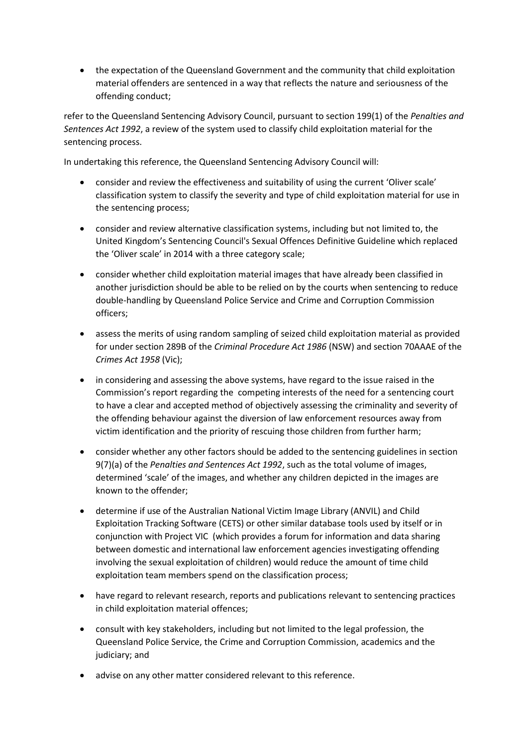- the expectation of the Queensland Government and the community that child exploitation material offenders are sentenced in a way that reflects the nature and seriousness of the offending conduct;

refer to the Queensland Sentencing Advisory Council, pursuant to section 199(1) of the *Penalties and Sentences Act 1992*, a review of the system used to classify child exploitation material for the sentencing process.

In undertaking this reference, the Queensland Sentencing Advisory Council will:

- consider and review the effectiveness and suitability of using the current 'Oliver scale' classification system to classify the severity and type of child exploitation material for use in the sentencing process;
- consider and review alternative classification systems, including but not limited to, the United Kingdom's Sentencing Council's Sexual Offences Definitive Guideline which replaced the 'Oliver scale' in 2014 with a three category scale;
- consider whether child exploitation material images that have already been classified in another jurisdiction should be able to be relied on by the courts when sentencing to reduce double-handling by Queensland Police Service and Crime and Corruption Commission officers;
- assess the merits of using random sampling of seized child exploitation material as provided for under section 289B of the *Criminal Procedure Act 1986* (NSW) and section 70AAAE of the *Crimes Act 1958* (Vic);
- in considering and assessing the above systems, have regard to the issue raised in the Commission's report regarding the competing interests of the need for a sentencing court to have a clear and accepted method of objectively assessing the criminality and severity of the offending behaviour against the diversion of law enforcement resources away from victim identification and the priority of rescuing those children from further harm;
- consider whether any other factors should be added to the sentencing guidelines in section 9(7)(a) of the *Penalties and Sentences Act 1992*, such as the total volume of images, determined 'scale' of the images, and whether any children depicted in the images are known to the offender;
- determine if use of the Australian National Victim Image Library (ANVIL) and Child Exploitation Tracking Software (CETS) or other similar database tools used by itself or in conjunction with Project VIC (which provides a forum for information and data sharing between domestic and international law enforcement agencies investigating offending involving the sexual exploitation of children) would reduce the amount of time child exploitation team members spend on the classification process;
- have regard to relevant research, reports and publications relevant to sentencing practices in child exploitation material offences;
- consult with key stakeholders, including but not limited to the legal profession, the Queensland Police Service, the Crime and Corruption Commission, academics and the judiciary; and
- advise on any other matter considered relevant to this reference.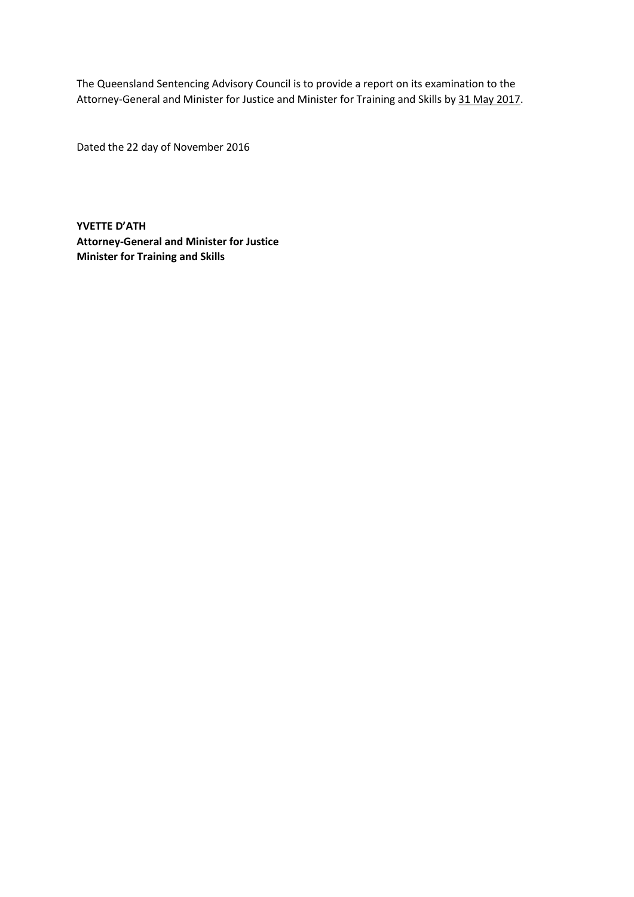The Queensland Sentencing Advisory Council is to provide a report on its examination to the Attorney-General and Minister for Justice and Minister for Training and Skills by 31 May 2017.

Dated the 22 day of November 2016

**YVETTE D'ATH**
**Attorney-General and Minister for Justice**
**Minister for Training and Skills**